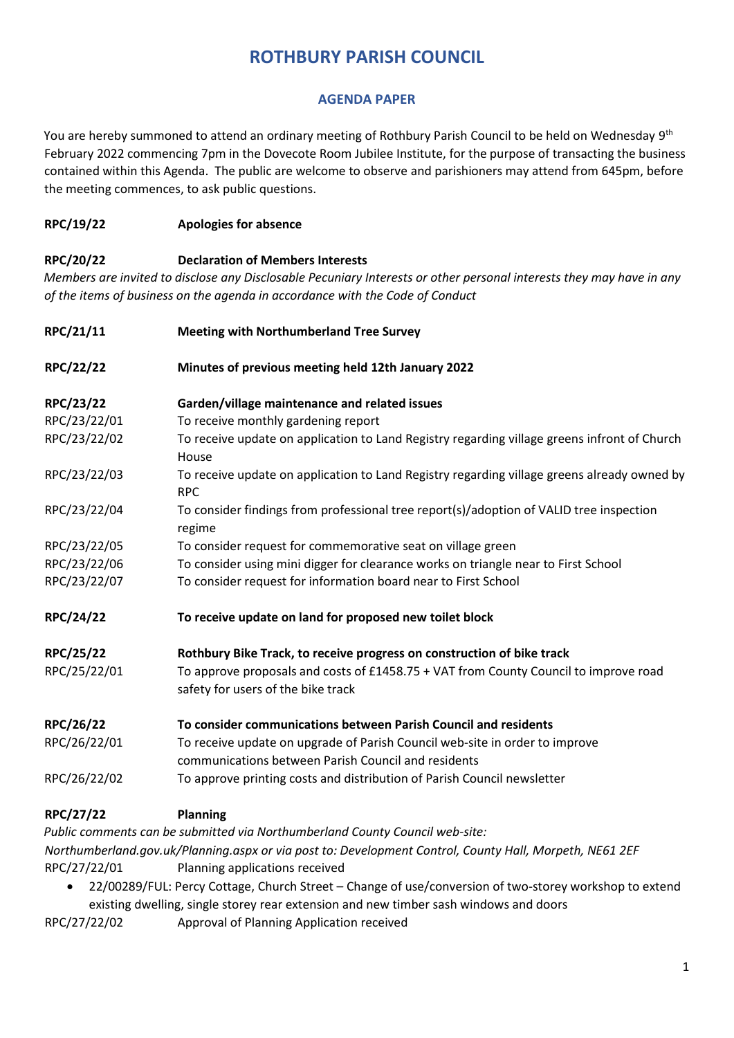# ROTHBURY PARISH COUNCIL

## AGENDA PAPER

You are hereby summoned to attend an ordinary meeting of Rothbury Parish Council to be held on Wednesday 9th February 2022 commencing 7pm in the Dovecote Room Jubilee Institute, for the purpose of transacting the business contained within this Agenda. The public are welcome to observe and parishioners may attend from 645pm, before the meeting commences, to ask public questions.

**RPC/19/22** **Apologies for absence**

**RPC/20/22** **Declaration of Members Interests**

*Members are invited to disclose any Disclosable Pecuniary Interests or other personal interests they may have in any of the items of business on the agenda in accordance with the Code of Conduct*

**RPC/21/11** **Meeting with Northumberland Tree Survey**

**RPC/22/22** **Minutes of previous meeting held 12th January 2022**

**RPC/23/22** **Garden/village maintenance and related issues**

RPC/23/22/01 To receive monthly gardening report

RPC/23/22/02 To receive update on application to Land Registry regarding village greens infront of Church House

RPC/23/22/03 To receive update on application to Land Registry regarding village greens already owned by RPC

RPC/23/22/04 To consider findings from professional tree report(s)/adoption of VALID tree inspection regime

RPC/23/22/05 To consider request for commemorative seat on village green

RPC/23/22/06 To consider using mini digger for clearance works on triangle near to First School

RPC/23/22/07 To consider request for information board near to First School

**RPC/24/22** **To receive update on land for proposed new toilet block**

**RPC/25/22** **Rothbury Bike Track, to receive progress on construction of bike track**

RPC/25/22/01 To approve proposals and costs of £1458.75 + VAT from County Council to improve road safety for users of the bike track

**RPC/26/22** **To consider communications between Parish Council and residents**

RPC/26/22/01 To receive update on upgrade of Parish Council web-site in order to improve communications between Parish Council and residents

RPC/26/22/02 To approve printing costs and distribution of Parish Council newsletter

**RPC/27/22** **Planning**

*Public comments can be submitted via Northumberland County Council web-site: Northumberland.gov.uk/Planning.aspx or via post to: Development Control, County Hall, Morpeth, NE61 2EF*

RPC/27/22/01 Planning applications received

- 22/00289/FUL: Percy Cottage, Church Street – Change of use/conversion of two-storey workshop to extend existing dwelling, single storey rear extension and new timber sash windows and doors

RPC/27/22/02 Approval of Planning Application received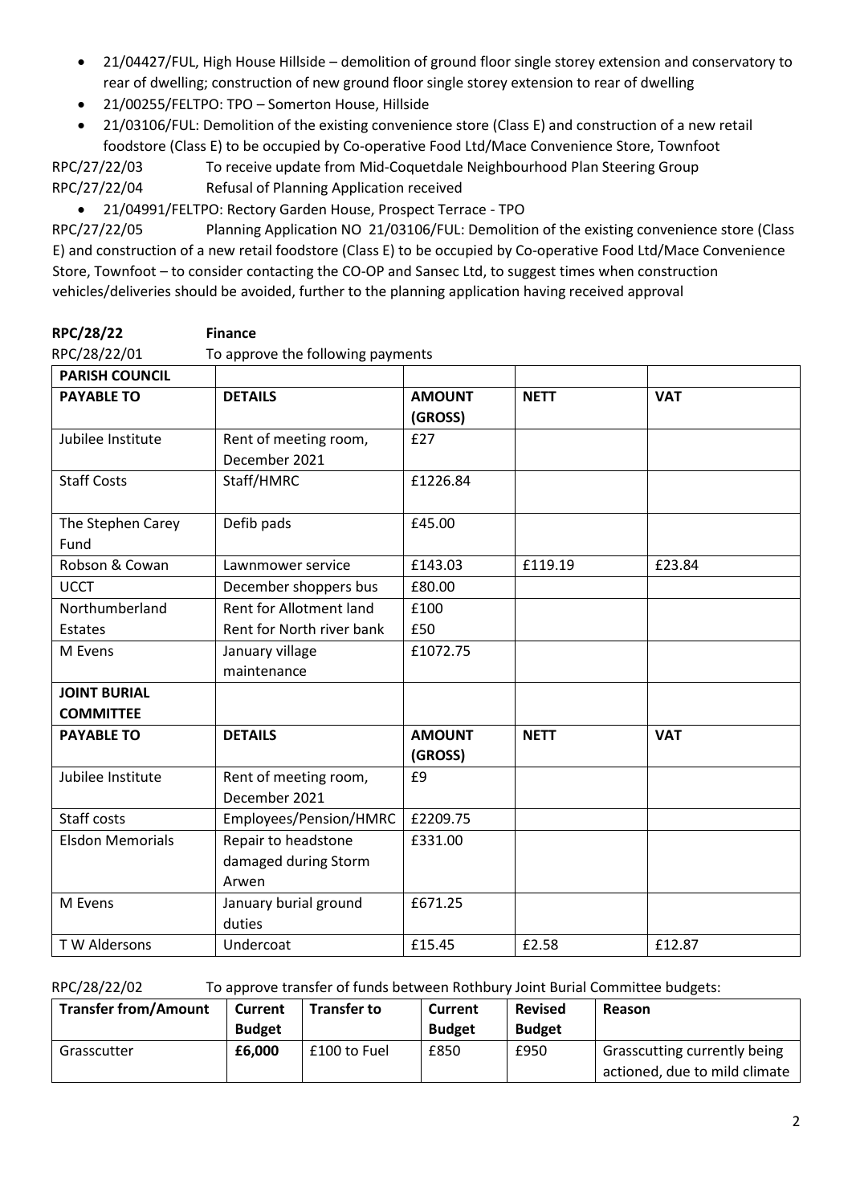- 21/04427/FUL, High House Hillside – demolition of ground floor single storey extension and conservatory to rear of dwelling; construction of new ground floor single storey extension to rear of dwelling
- 21/00255/FELTPO: TPO – Somerton House, Hillside
- 21/03106/FUL: Demolition of the existing convenience store (Class E) and construction of a new retail foodstore (Class E) to be occupied by Co-operative Food Ltd/Mace Convenience Store, Townfoot

RPC/27/22/03 To receive update from Mid-Coquetdale Neighbourhood Plan Steering Group

RPC/27/22/04 Refusal of Planning Application received

- 21/04991/FELTPO: Rectory Garden House, Prospect Terrace - TPO

RPC/27/22/05 Planning Application NO 21/03106/FUL: Demolition of the existing convenience store (Class E) and construction of a new retail foodstore (Class E) to be occupied by Co-operative Food Ltd/Mace Convenience Store, Townfoot – to consider contacting the CO-OP and Sansec Ltd, to suggest times when construction vehicles/deliveries should be avoided, further to the planning application having received approval

**RPC/28/22 Finance**

RPC/28/22/01 To approve the following payments

| **PARISH COUNCIL** | | | | |
|---|---|---|---|---|
| **PAYABLE TO** | **DETAILS** | **AMOUNT (GROSS)** | **NETT** | **VAT** |
| Jubilee Institute | Rent of meeting room, December 2021 | £27 | | |
| Staff Costs | Staff/HMRC | £1226.84 | | |
| The Stephen Carey Fund | Defib pads | £45.00 | | |
| Robson & Cowan | Lawnmower service | £143.03 | £119.19 | £23.84 |
| UCCT | December shoppers bus | £80.00 | | |
| Northumberland Estates | Rent for Allotment land<br>Rent for North river bank | £100<br>£50 | | |
| M Evens | January village maintenance | £1072.75 | | |
| **JOINT BURIAL COMMITTEE** | | | | |
| **PAYABLE TO** | **DETAILS** | **AMOUNT (GROSS)** | **NETT** | **VAT** |
| Jubilee Institute | Rent of meeting room, December 2021 | £9 | | |
| Staff costs | Employees/Pension/HMRC | £2209.75 | | |
| Elsdon Memorials | Repair to headstone damaged during Storm Arwen | £331.00 | | |
| M Evens | January burial ground duties | £671.25 | | |
| T W Aldersons | Undercoat | £15.45 | £2.58 | £12.87 |

RPC/28/22/02 To approve transfer of funds between Rothbury Joint Burial Committee budgets:

| **Transfer from/Amount** | **Current Budget** | **Transfer to** | **Current Budget** | **Revised Budget** | **Reason** |
|---|---|---|---|---|---|
| Grasscutter | **£6,000** | £100 to Fuel | £850 | £950 | Grasscutting currently being actioned, due to mild climate |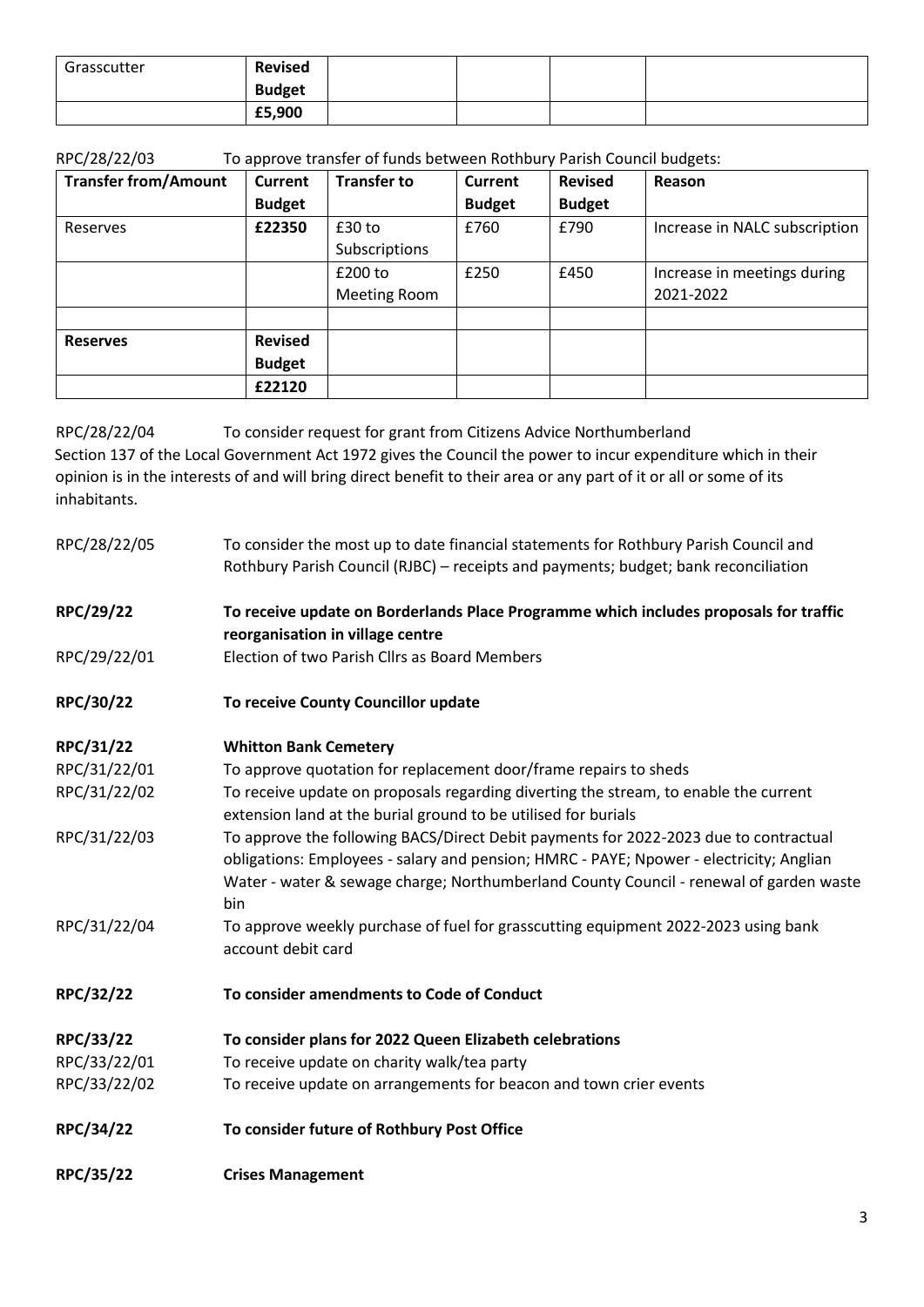| Grasscutter | **Revised Budget** | | | | |
|---|---|---|---|---|---|
| | **£5,900** | | | | |

RPC/28/22/03 To approve transfer of funds between Rothbury Parish Council budgets:

| **Transfer from/Amount** | **Current Budget** | **Transfer to** | **Current Budget** | **Revised Budget** | **Reason** |
|---|---|---|---|---|---|
| Reserves | **£22350** | £30 to Subscriptions | £760 | £790 | Increase in NALC subscription |
| | | £200 to Meeting Room | £250 | £450 | Increase in meetings during 2021-2022 |
| | | | | | |
| **Reserves** | **Revised Budget** | | | | |
| | **£22120** | | | | |

RPC/28/22/04 To consider request for grant from Citizens Advice Northumberland

Section 137 of the Local Government Act 1972 gives the Council the power to incur expenditure which in their opinion is in the interests of and will bring direct benefit to their area or any part of it or all or some of its inhabitants.

RPC/28/22/05 To consider the most up to date financial statements for Rothbury Parish Council and Rothbury Parish Council (RJBC) – receipts and payments; budget; bank reconciliation

**RPC/29/22 To receive update on Borderlands Place Programme which includes proposals for traffic reorganisation in village centre**

RPC/29/22/01 Election of two Parish Cllrs as Board Members

**RPC/30/22 To receive County Councillor update**

**RPC/31/22 Whitton Bank Cemetery**

RPC/31/22/01 To approve quotation for replacement door/frame repairs to sheds

RPC/31/22/02 To receive update on proposals regarding diverting the stream, to enable the current extension land at the burial ground to be utilised for burials

RPC/31/22/03 To approve the following BACS/Direct Debit payments for 2022-2023 due to contractual obligations: Employees - salary and pension; HMRC - PAYE; Npower - electricity; Anglian Water - water & sewage charge; Northumberland County Council - renewal of garden waste bin

RPC/31/22/04 To approve weekly purchase of fuel for grasscutting equipment 2022-2023 using bank account debit card

**RPC/32/22 To consider amendments to Code of Conduct**

**RPC/33/22 To consider plans for 2022 Queen Elizabeth celebrations**

RPC/33/22/01 To receive update on charity walk/tea party

RPC/33/22/02 To receive update on arrangements for beacon and town crier events

**RPC/34/22 To consider future of Rothbury Post Office**

**RPC/35/22 Crises Management**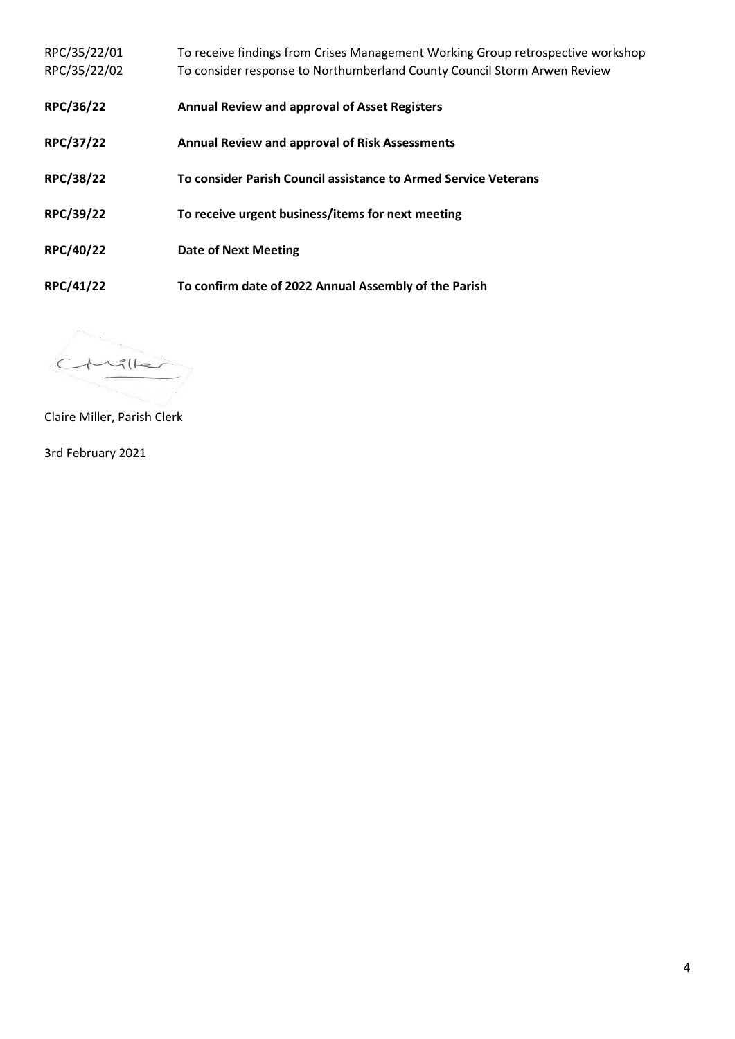RPC/35/22/01 To receive findings from Crises Management Working Group retrospective workshop
RPC/35/22/02 To consider response to Northumberland County Council Storm Arwen Review

**RPC/36/22 Annual Review and approval of Asset Registers**

**RPC/37/22 Annual Review and approval of Risk Assessments**

**RPC/38/22 To consider Parish Council assistance to Armed Service Veterans**

**RPC/39/22 To receive urgent business/items for next meeting**

**RPC/40/22 Date of Next Meeting**

**RPC/41/22 To confirm date of 2022 Annual Assembly of the Parish**

C Miller

Claire Miller, Parish Clerk

3rd February 2021